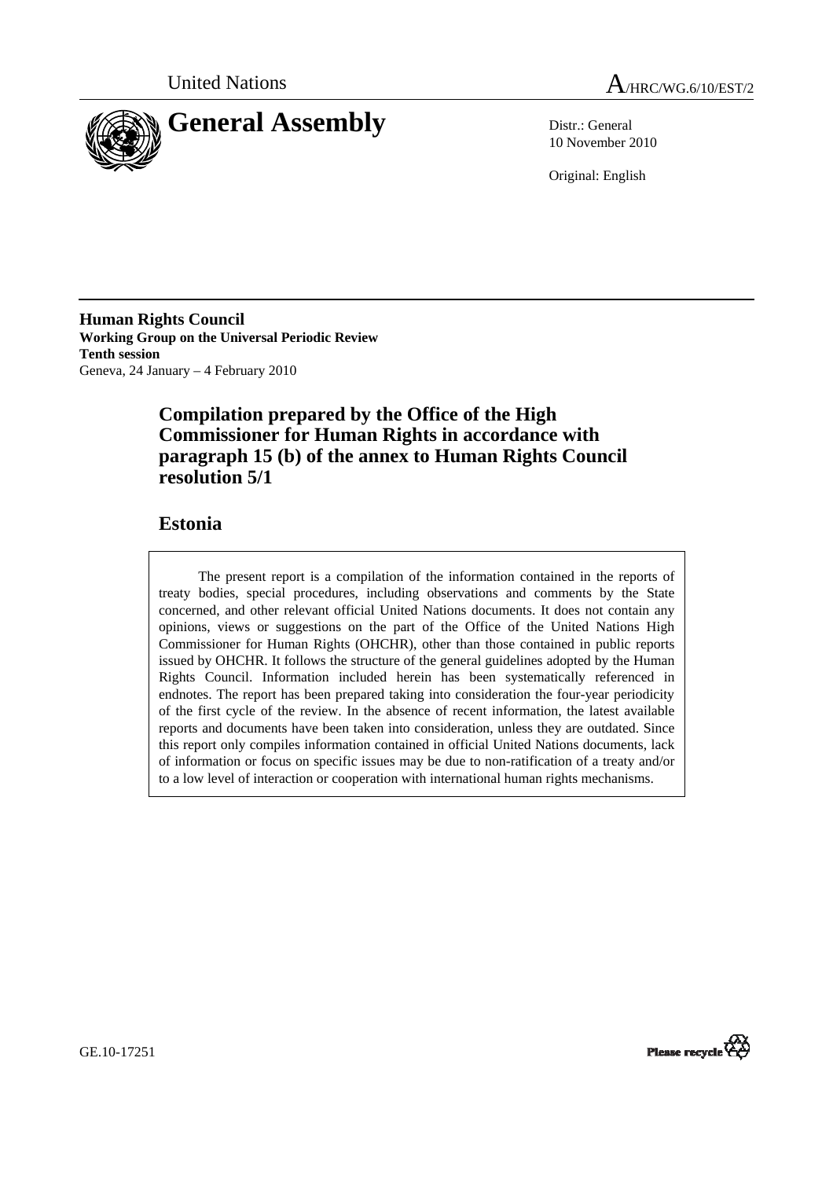United Nations

# General Assembly

A/HRC/WG.6/10/EST/2

Distr.: General
10 November 2010

Original: English

**Human Rights Council**
**Working Group on the Universal Periodic Review**
**Tenth session**
Geneva, 24 January – 4 February 2010

## Compilation prepared by the Office of the High Commissioner for Human Rights in accordance with paragraph 15 (b) of the annex to Human Rights Council resolution 5/1

## Estonia

The present report is a compilation of the information contained in the reports of treaty bodies, special procedures, including observations and comments by the State concerned, and other relevant official United Nations documents. It does not contain any opinions, views or suggestions on the part of the Office of the United Nations High Commissioner for Human Rights (OHCHR), other than those contained in public reports issued by OHCHR. It follows the structure of the general guidelines adopted by the Human Rights Council. Information included herein has been systematically referenced in endnotes. The report has been prepared taking into consideration the four-year periodicity of the first cycle of the review. In the absence of recent information, the latest available reports and documents have been taken into consideration, unless they are outdated. Since this report only compiles information contained in official United Nations documents, lack of information or focus on specific issues may be due to non-ratification of a treaty and/or to a low level of interaction or cooperation with international human rights mechanisms.

GE.10-17251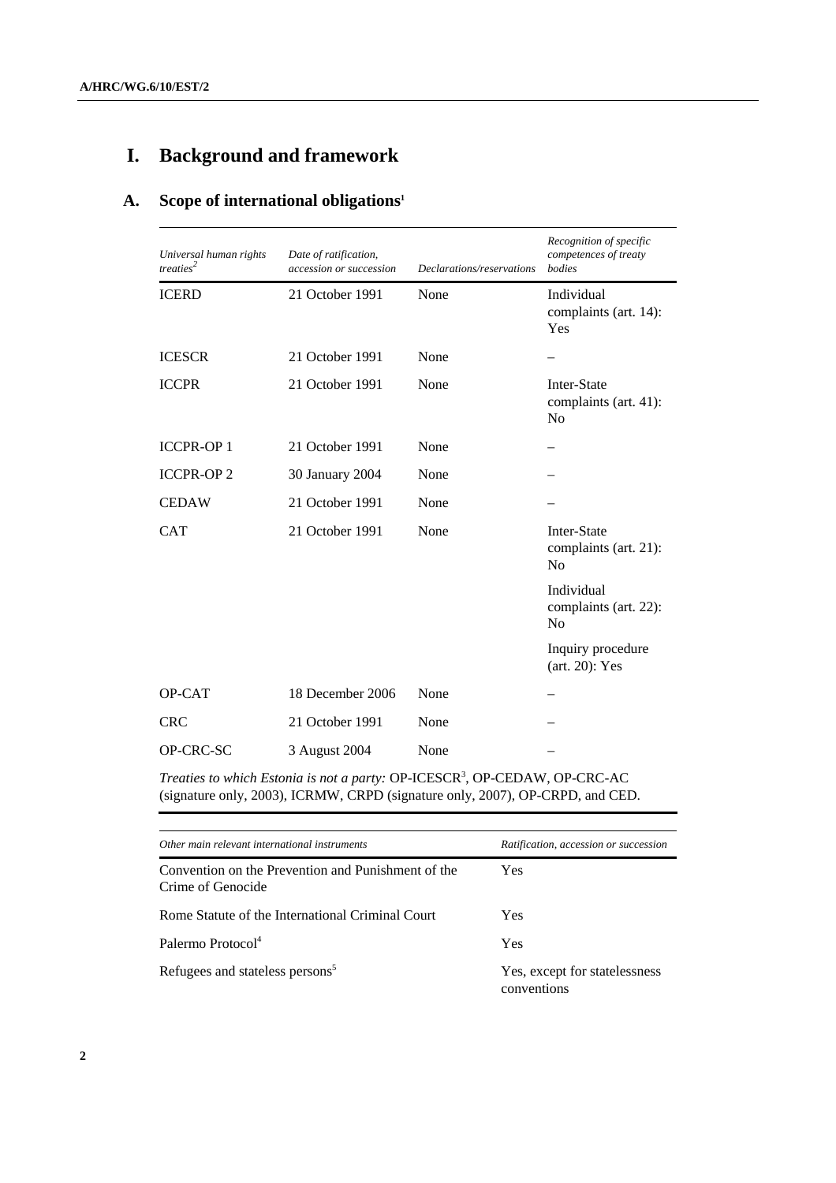# I. Background and framework

## A. Scope of international obligations[1]

| *Universal human rights treaties*[2] | *Date of ratification, accession or succession* | *Declarations/reservations* | *Recognition of specific competences of treaty bodies* |
|---|---|---|---|
| ICERD | 21 October 1991 | None | Individual complaints (art. 14): Yes |
| ICESCR | 21 October 1991 | None | – |
| ICCPR | 21 October 1991 | None | Inter-State complaints (art. 41): No |
| ICCPR-OP 1 | 21 October 1991 | None | – |
| ICCPR-OP 2 | 30 January 2004 | None | – |
| CEDAW | 21 October 1991 | None | – |
| CAT | 21 October 1991 | None | Inter-State complaints (art. 21): No |
| | | | Individual complaints (art. 22): No |
| | | | Inquiry procedure (art. 20): Yes |
| OP-CAT | 18 December 2006 | None | – |
| CRC | 21 October 1991 | None | – |
| OP-CRC-SC | 3 August 2004 | None | – |

*Treaties to which Estonia is not a party:* OP-ICESCR[3], OP-CEDAW, OP-CRC-AC (signature only, 2003), ICRMW, CRPD (signature only, 2007), OP-CRPD, and CED.

| *Other main relevant international instruments* | *Ratification, accession or succession* |
|---|---|
| Convention on the Prevention and Punishment of the Crime of Genocide | Yes |
| Rome Statute of the International Criminal Court | Yes |
| Palermo Protocol[4] | Yes |
| Refugees and stateless persons[5] | Yes, except for statelessness conventions |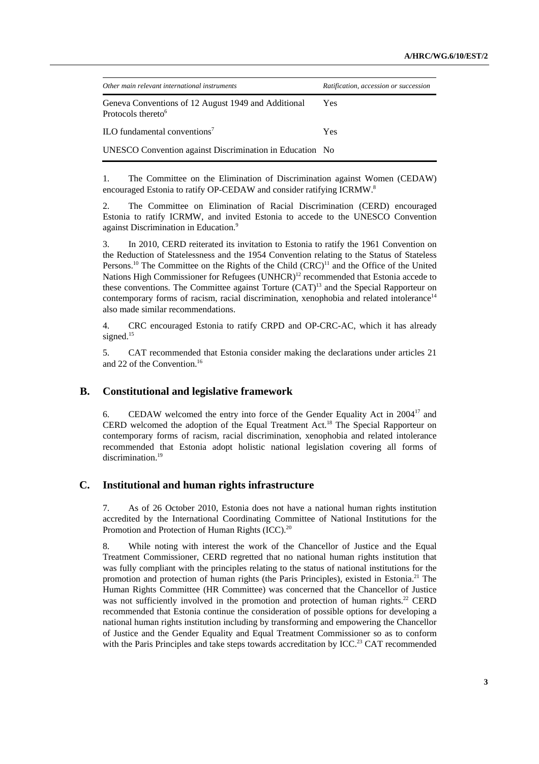| *Other main relevant international instruments* | *Ratification, accession or succession* |
| --- | --- |
| Geneva Conventions of 12 August 1949 and Additional Protocols thereto[6] | Yes |
| ILO fundamental conventions[7] | Yes |
| UNESCO Convention against Discrimination in Education | No |

1. The Committee on the Elimination of Discrimination against Women (CEDAW) encouraged Estonia to ratify OP-CEDAW and consider ratifying ICRMW.[8]

2. The Committee on Elimination of Racial Discrimination (CERD) encouraged Estonia to ratify ICRMW, and invited Estonia to accede to the UNESCO Convention against Discrimination in Education.[9]

3. In 2010, CERD reiterated its invitation to Estonia to ratify the 1961 Convention on the Reduction of Statelessness and the 1954 Convention relating to the Status of Stateless Persons.[10] The Committee on the Rights of the Child (CRC)[11] and the Office of the United Nations High Commissioner for Refugees (UNHCR)[12] recommended that Estonia accede to these conventions. The Committee against Torture (CAT)[13] and the Special Rapporteur on contemporary forms of racism, racial discrimination, xenophobia and related intolerance[14] also made similar recommendations.

4. CRC encouraged Estonia to ratify CRPD and OP-CRC-AC, which it has already signed.[15]

5. CAT recommended that Estonia consider making the declarations under articles 21 and 22 of the Convention.[16]

## B. Constitutional and legislative framework

6. CEDAW welcomed the entry into force of the Gender Equality Act in 2004[17] and CERD welcomed the adoption of the Equal Treatment Act.[18] The Special Rapporteur on contemporary forms of racism, racial discrimination, xenophobia and related intolerance recommended that Estonia adopt holistic national legislation covering all forms of discrimination.[19]

## C. Institutional and human rights infrastructure

7. As of 26 October 2010, Estonia does not have a national human rights institution accredited by the International Coordinating Committee of National Institutions for the Promotion and Protection of Human Rights (ICC).[20]

8. While noting with interest the work of the Chancellor of Justice and the Equal Treatment Commissioner, CERD regretted that no national human rights institution that was fully compliant with the principles relating to the status of national institutions for the promotion and protection of human rights (the Paris Principles), existed in Estonia.[21] The Human Rights Committee (HR Committee) was concerned that the Chancellor of Justice was not sufficiently involved in the promotion and protection of human rights.[22] CERD recommended that Estonia continue the consideration of possible options for developing a national human rights institution including by transforming and empowering the Chancellor of Justice and the Gender Equality and Equal Treatment Commissioner so as to conform with the Paris Principles and take steps towards accreditation by ICC.[23] CAT recommended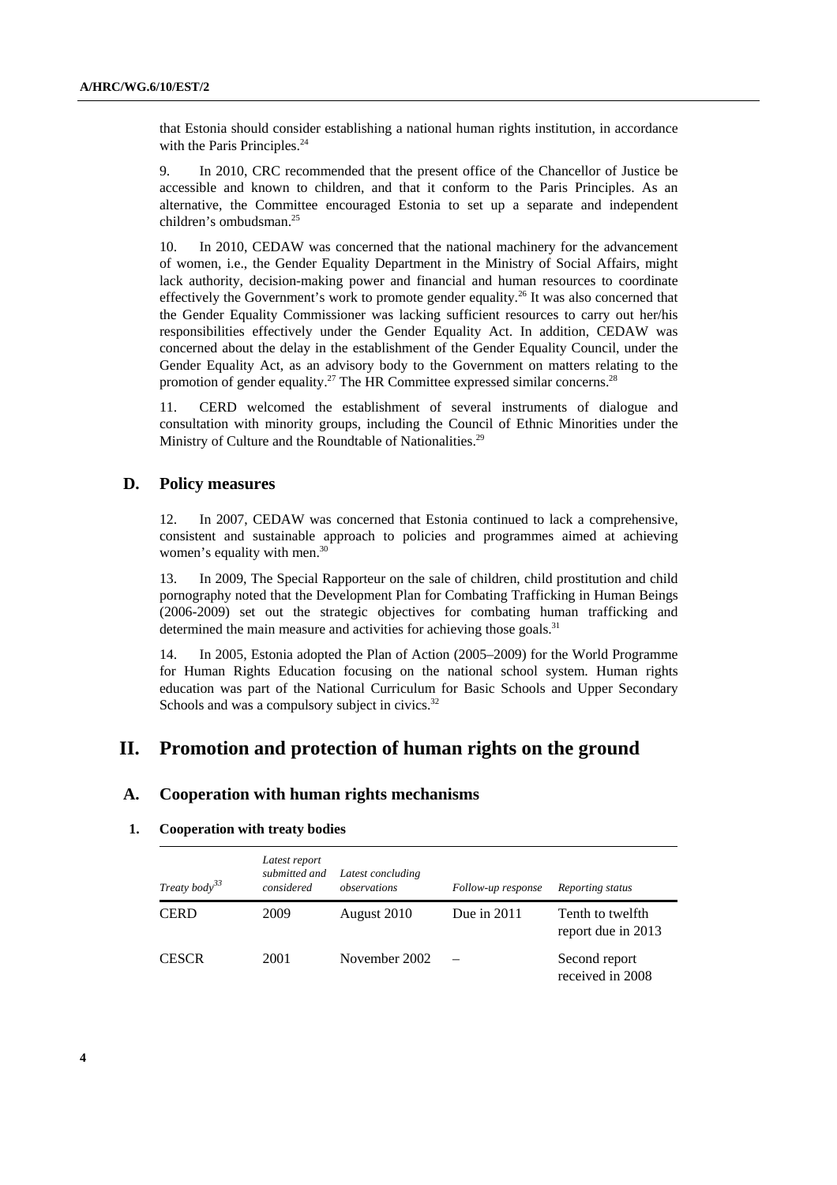that Estonia should consider establishing a national human rights institution, in accordance with the Paris Principles.[24]

9. In 2010, CRC recommended that the present office of the Chancellor of Justice be accessible and known to children, and that it conform to the Paris Principles. As an alternative, the Committee encouraged Estonia to set up a separate and independent children's ombudsman.[25]

10. In 2010, CEDAW was concerned that the national machinery for the advancement of women, i.e., the Gender Equality Department in the Ministry of Social Affairs, might lack authority, decision-making power and financial and human resources to coordinate effectively the Government's work to promote gender equality.[26] It was also concerned that the Gender Equality Commissioner was lacking sufficient resources to carry out her/his responsibilities effectively under the Gender Equality Act. In addition, CEDAW was concerned about the delay in the establishment of the Gender Equality Council, under the Gender Equality Act, as an advisory body to the Government on matters relating to the promotion of gender equality.[27] The HR Committee expressed similar concerns.[28]

11. CERD welcomed the establishment of several instruments of dialogue and consultation with minority groups, including the Council of Ethnic Minorities under the Ministry of Culture and the Roundtable of Nationalities.[29]

## D. Policy measures

12. In 2007, CEDAW was concerned that Estonia continued to lack a comprehensive, consistent and sustainable approach to policies and programmes aimed at achieving women's equality with men.[30]

13. In 2009, The Special Rapporteur on the sale of children, child prostitution and child pornography noted that the Development Plan for Combating Trafficking in Human Beings (2006-2009) set out the strategic objectives for combating human trafficking and determined the main measure and activities for achieving those goals.[31]

14. In 2005, Estonia adopted the Plan of Action (2005–2009) for the World Programme for Human Rights Education focusing on the national school system. Human rights education was part of the National Curriculum for Basic Schools and Upper Secondary Schools and was a compulsory subject in civics.[32]

# II. Promotion and protection of human rights on the ground

## A. Cooperation with human rights mechanisms

### 1. Cooperation with treaty bodies

| *Treaty body*[33] | *Latest report submitted and considered* | *Latest concluding observations* | *Follow-up response* | *Reporting status* |
|---|---|---|---|---|
| CERD | 2009 | August 2010 | Due in 2011 | Tenth to twelfth report due in 2013 |
| CESCR | 2001 | November 2002 | – | Second report received in 2008 |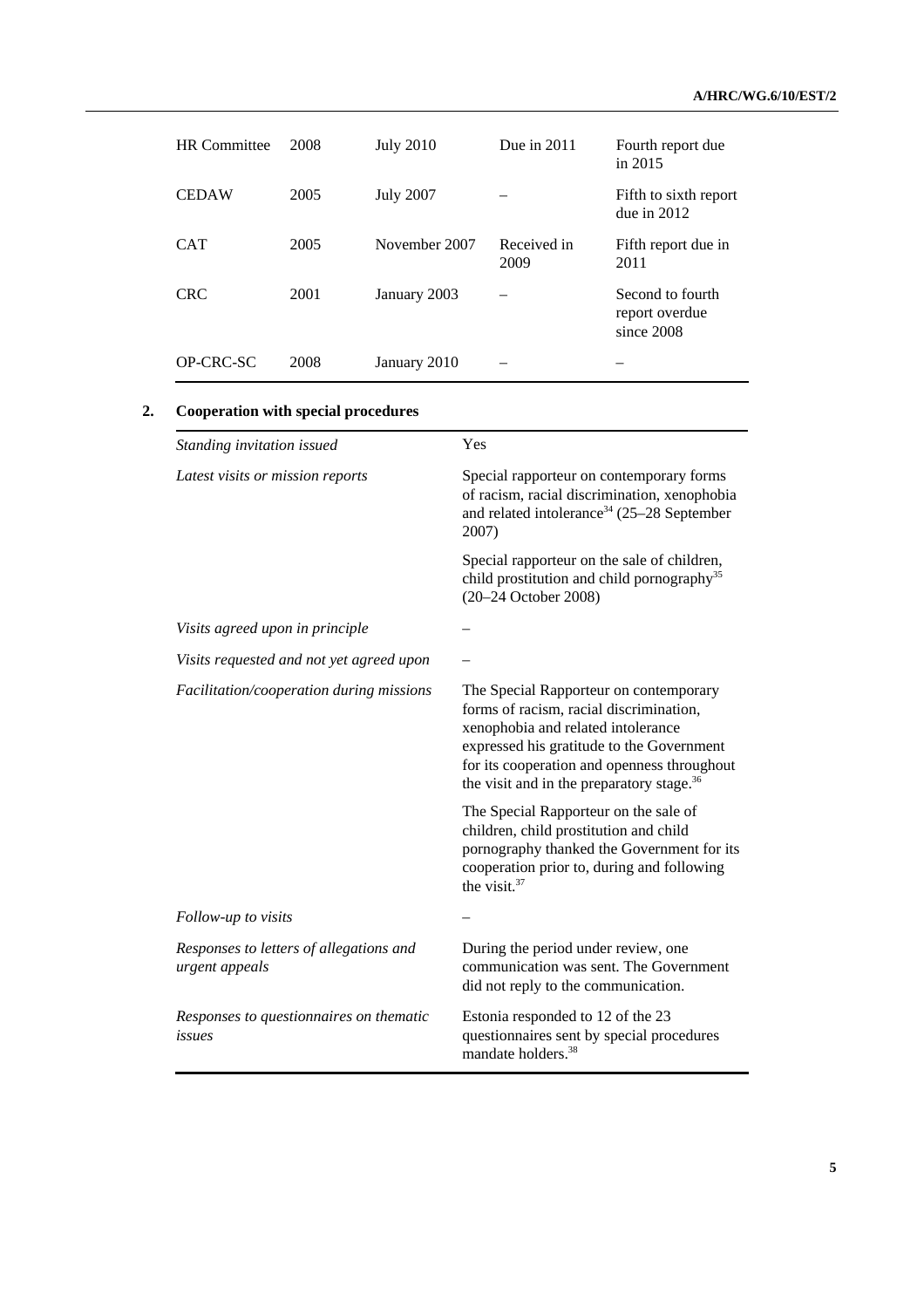| | | | | |
|---|---|---|---|---|
| HR Committee | 2008 | July 2010 | Due in 2011 | Fourth report due in 2015 |
| CEDAW | 2005 | July 2007 | – | Fifth to sixth report due in 2012 |
| CAT | 2005 | November 2007 | Received in 2009 | Fifth report due in 2011 |
| CRC | 2001 | January 2003 | – | Second to fourth report overdue since 2008 |
| OP-CRC-SC | 2008 | January 2010 | – | – |

## 2. Cooperation with special procedures

| | |
|---|---|
| *Standing invitation issued* | Yes |
| *Latest visits or mission reports* | Special rapporteur on contemporary forms of racism, racial discrimination, xenophobia and related intolerance[34] (25–28 September 2007) |
| | Special rapporteur on the sale of children, child prostitution and child pornography[35] (20–24 October 2008) |
| *Visits agreed upon in principle* | – |
| *Visits requested and not yet agreed upon* | – |
| *Facilitation/cooperation during missions* | The Special Rapporteur on contemporary forms of racism, racial discrimination, xenophobia and related intolerance expressed his gratitude to the Government for its cooperation and openness throughout the visit and in the preparatory stage.[36] |
| | The Special Rapporteur on the sale of children, child prostitution and child pornography thanked the Government for its cooperation prior to, during and following the visit.[37] |
| *Follow-up to visits* | – |
| *Responses to letters of allegations and urgent appeals* | During the period under review, one communication was sent. The Government did not reply to the communication. |
| *Responses to questionnaires on thematic issues* | Estonia responded to 12 of the 23 questionnaires sent by special procedures mandate holders.[38] |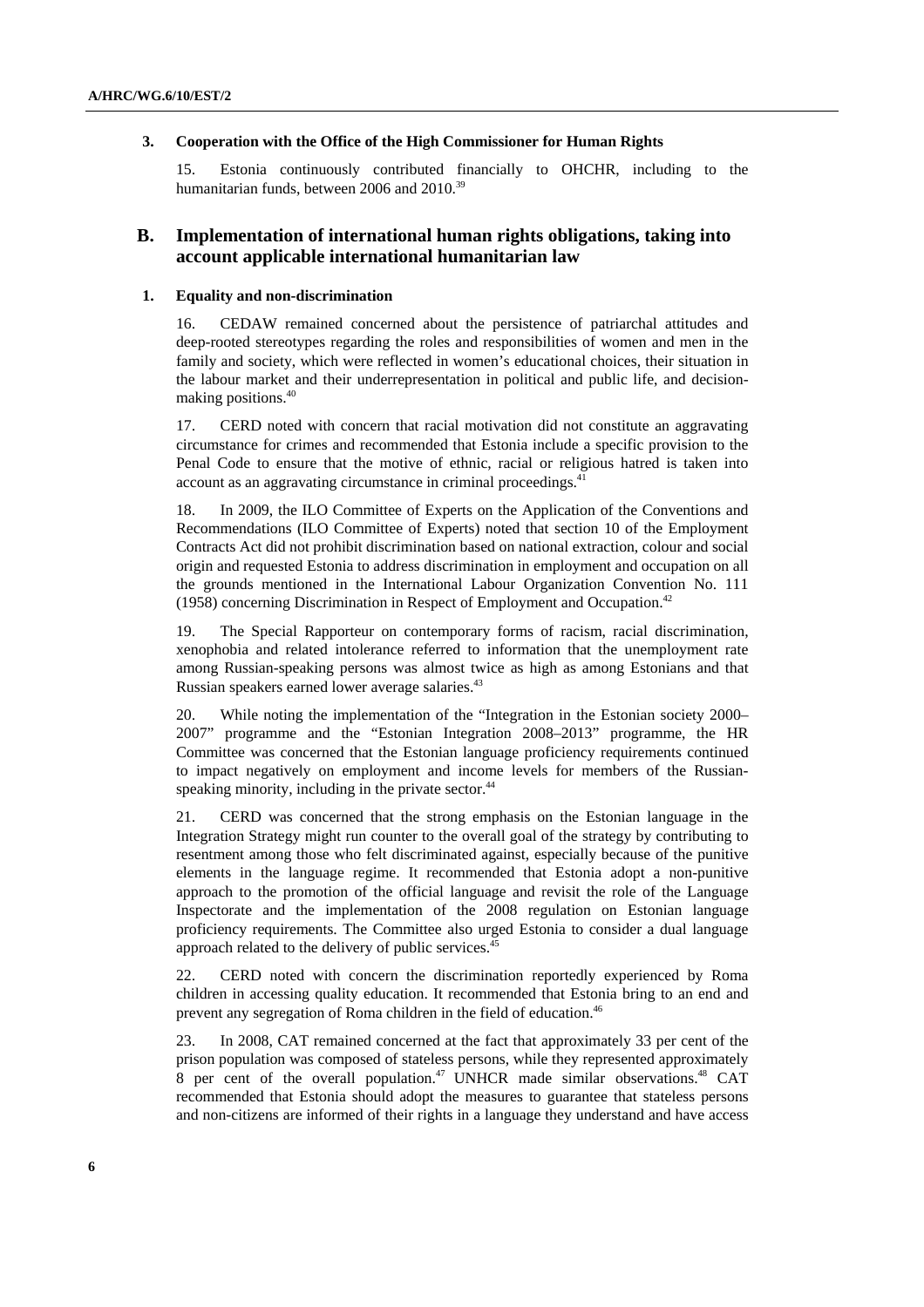### 3. Cooperation with the Office of the High Commissioner for Human Rights

15. Estonia continuously contributed financially to OHCHR, including to the humanitarian funds, between 2006 and 2010.[39]

## B. Implementation of international human rights obligations, taking into account applicable international humanitarian law

### 1. Equality and non-discrimination

16. CEDAW remained concerned about the persistence of patriarchal attitudes and deep-rooted stereotypes regarding the roles and responsibilities of women and men in the family and society, which were reflected in women's educational choices, their situation in the labour market and their underrepresentation in political and public life, and decision-making positions.[40]

17. CERD noted with concern that racial motivation did not constitute an aggravating circumstance for crimes and recommended that Estonia include a specific provision to the Penal Code to ensure that the motive of ethnic, racial or religious hatred is taken into account as an aggravating circumstance in criminal proceedings.[41]

18. In 2009, the ILO Committee of Experts on the Application of the Conventions and Recommendations (ILO Committee of Experts) noted that section 10 of the Employment Contracts Act did not prohibit discrimination based on national extraction, colour and social origin and requested Estonia to address discrimination in employment and occupation on all the grounds mentioned in the International Labour Organization Convention No. 111 (1958) concerning Discrimination in Respect of Employment and Occupation.[42]

19. The Special Rapporteur on contemporary forms of racism, racial discrimination, xenophobia and related intolerance referred to information that the unemployment rate among Russian-speaking persons was almost twice as high as among Estonians and that Russian speakers earned lower average salaries.[43]

20. While noting the implementation of the "Integration in the Estonian society 2000–2007" programme and the "Estonian Integration 2008–2013" programme, the HR Committee was concerned that the Estonian language proficiency requirements continued to impact negatively on employment and income levels for members of the Russian-speaking minority, including in the private sector.[44]

21. CERD was concerned that the strong emphasis on the Estonian language in the Integration Strategy might run counter to the overall goal of the strategy by contributing to resentment among those who felt discriminated against, especially because of the punitive elements in the language regime. It recommended that Estonia adopt a non-punitive approach to the promotion of the official language and revisit the role of the Language Inspectorate and the implementation of the 2008 regulation on Estonian language proficiency requirements. The Committee also urged Estonia to consider a dual language approach related to the delivery of public services.[45]

22. CERD noted with concern the discrimination reportedly experienced by Roma children in accessing quality education. It recommended that Estonia bring to an end and prevent any segregation of Roma children in the field of education.[46]

23. In 2008, CAT remained concerned at the fact that approximately 33 per cent of the prison population was composed of stateless persons, while they represented approximately 8 per cent of the overall population.[47] UNHCR made similar observations.[48] CAT recommended that Estonia should adopt the measures to guarantee that stateless persons and non-citizens are informed of their rights in a language they understand and have access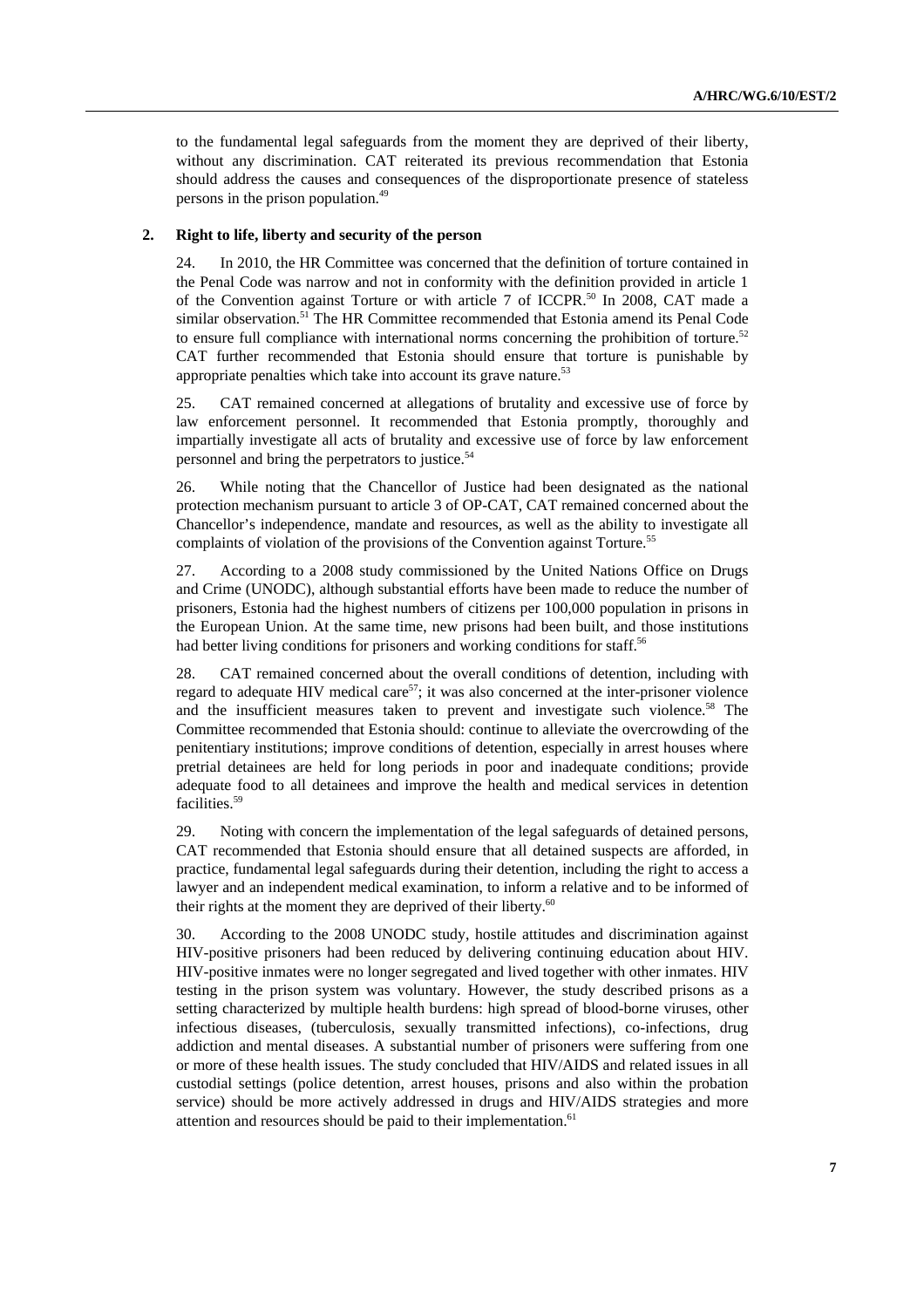to the fundamental legal safeguards from the moment they are deprived of their liberty, without any discrimination. CAT reiterated its previous recommendation that Estonia should address the causes and consequences of the disproportionate presence of stateless persons in the prison population.[49]

### 2. Right to life, liberty and security of the person

24. In 2010, the HR Committee was concerned that the definition of torture contained in the Penal Code was narrow and not in conformity with the definition provided in article 1 of the Convention against Torture or with article 7 of ICCPR.[50] In 2008, CAT made a similar observation.[51] The HR Committee recommended that Estonia amend its Penal Code to ensure full compliance with international norms concerning the prohibition of torture.[52] CAT further recommended that Estonia should ensure that torture is punishable by appropriate penalties which take into account its grave nature.[53]

25. CAT remained concerned at allegations of brutality and excessive use of force by law enforcement personnel. It recommended that Estonia promptly, thoroughly and impartially investigate all acts of brutality and excessive use of force by law enforcement personnel and bring the perpetrators to justice.[54]

26. While noting that the Chancellor of Justice had been designated as the national protection mechanism pursuant to article 3 of OP-CAT, CAT remained concerned about the Chancellor's independence, mandate and resources, as well as the ability to investigate all complaints of violation of the provisions of the Convention against Torture.[55]

27. According to a 2008 study commissioned by the United Nations Office on Drugs and Crime (UNODC), although substantial efforts have been made to reduce the number of prisoners, Estonia had the highest numbers of citizens per 100,000 population in prisons in the European Union. At the same time, new prisons had been built, and those institutions had better living conditions for prisoners and working conditions for staff.[56]

28. CAT remained concerned about the overall conditions of detention, including with regard to adequate HIV medical care[57]; it was also concerned at the inter-prisoner violence and the insufficient measures taken to prevent and investigate such violence.[58] The Committee recommended that Estonia should: continue to alleviate the overcrowding of the penitentiary institutions; improve conditions of detention, especially in arrest houses where pretrial detainees are held for long periods in poor and inadequate conditions; provide adequate food to all detainees and improve the health and medical services in detention facilities.[59]

29. Noting with concern the implementation of the legal safeguards of detained persons, CAT recommended that Estonia should ensure that all detained suspects are afforded, in practice, fundamental legal safeguards during their detention, including the right to access a lawyer and an independent medical examination, to inform a relative and to be informed of their rights at the moment they are deprived of their liberty.[60]

30. According to the 2008 UNODC study, hostile attitudes and discrimination against HIV-positive prisoners had been reduced by delivering continuing education about HIV. HIV-positive inmates were no longer segregated and lived together with other inmates. HIV testing in the prison system was voluntary. However, the study described prisons as a setting characterized by multiple health burdens: high spread of blood-borne viruses, other infectious diseases, (tuberculosis, sexually transmitted infections), co-infections, drug addiction and mental diseases. A substantial number of prisoners were suffering from one or more of these health issues. The study concluded that HIV/AIDS and related issues in all custodial settings (police detention, arrest houses, prisons and also within the probation service) should be more actively addressed in drugs and HIV/AIDS strategies and more attention and resources should be paid to their implementation.[61]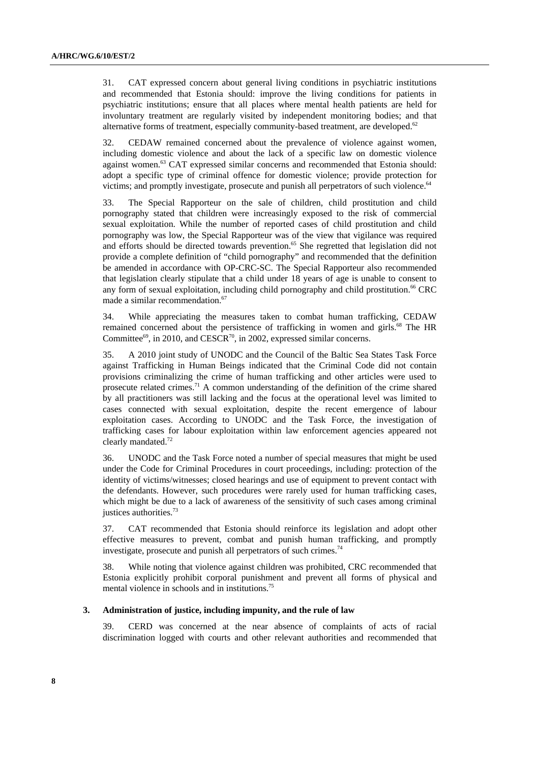31. CAT expressed concern about general living conditions in psychiatric institutions and recommended that Estonia should: improve the living conditions for patients in psychiatric institutions; ensure that all places where mental health patients are held for involuntary treatment are regularly visited by independent monitoring bodies; and that alternative forms of treatment, especially community-based treatment, are developed.[62]

32. CEDAW remained concerned about the prevalence of violence against women, including domestic violence and about the lack of a specific law on domestic violence against women.[63] CAT expressed similar concerns and recommended that Estonia should: adopt a specific type of criminal offence for domestic violence; provide protection for victims; and promptly investigate, prosecute and punish all perpetrators of such violence.[64]

33. The Special Rapporteur on the sale of children, child prostitution and child pornography stated that children were increasingly exposed to the risk of commercial sexual exploitation. While the number of reported cases of child prostitution and child pornography was low, the Special Rapporteur was of the view that vigilance was required and efforts should be directed towards prevention.[65] She regretted that legislation did not provide a complete definition of "child pornography" and recommended that the definition be amended in accordance with OP-CRC-SC. The Special Rapporteur also recommended that legislation clearly stipulate that a child under 18 years of age is unable to consent to any form of sexual exploitation, including child pornography and child prostitution.[66] CRC made a similar recommendation.[67]

34. While appreciating the measures taken to combat human trafficking, CEDAW remained concerned about the persistence of trafficking in women and girls.[68] The HR Committee[69], in 2010, and CESCR[70], in 2002, expressed similar concerns.

35. A 2010 joint study of UNODC and the Council of the Baltic Sea States Task Force against Trafficking in Human Beings indicated that the Criminal Code did not contain provisions criminalizing the crime of human trafficking and other articles were used to prosecute related crimes.[71] A common understanding of the definition of the crime shared by all practitioners was still lacking and the focus at the operational level was limited to cases connected with sexual exploitation, despite the recent emergence of labour exploitation cases. According to UNODC and the Task Force, the investigation of trafficking cases for labour exploitation within law enforcement agencies appeared not clearly mandated.[72]

36. UNODC and the Task Force noted a number of special measures that might be used under the Code for Criminal Procedures in court proceedings, including: protection of the identity of victims/witnesses; closed hearings and use of equipment to prevent contact with the defendants. However, such procedures were rarely used for human trafficking cases, which might be due to a lack of awareness of the sensitivity of such cases among criminal justices authorities.[73]

37. CAT recommended that Estonia should reinforce its legislation and adopt other effective measures to prevent, combat and punish human trafficking, and promptly investigate, prosecute and punish all perpetrators of such crimes.[74]

38. While noting that violence against children was prohibited, CRC recommended that Estonia explicitly prohibit corporal punishment and prevent all forms of physical and mental violence in schools and in institutions.[75]

### 3. Administration of justice, including impunity, and the rule of law

39. CERD was concerned at the near absence of complaints of acts of racial discrimination logged with courts and other relevant authorities and recommended that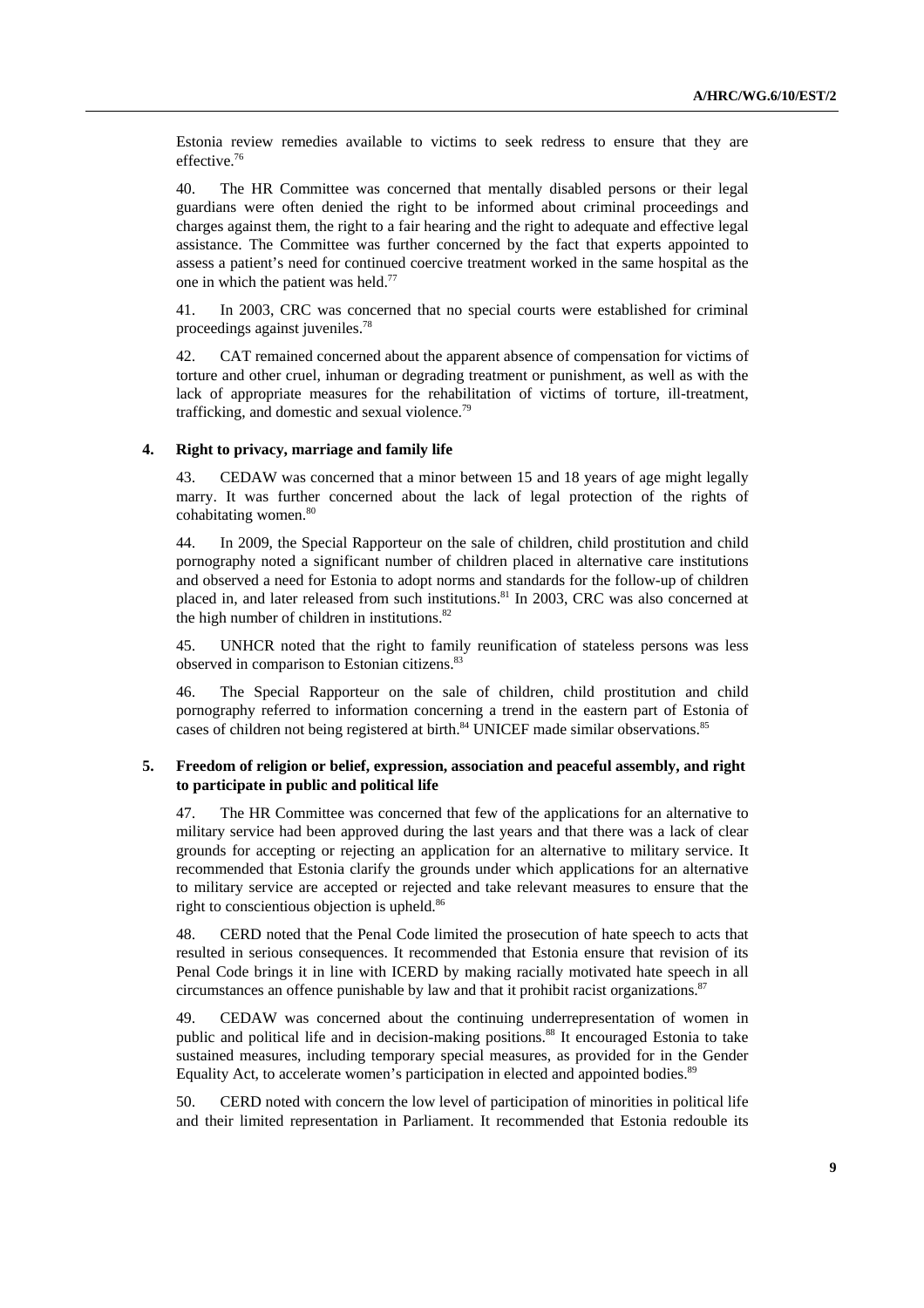Estonia review remedies available to victims to seek redress to ensure that they are effective.[76]

40. The HR Committee was concerned that mentally disabled persons or their legal guardians were often denied the right to be informed about criminal proceedings and charges against them, the right to a fair hearing and the right to adequate and effective legal assistance. The Committee was further concerned by the fact that experts appointed to assess a patient's need for continued coercive treatment worked in the same hospital as the one in which the patient was held.[77]

41. In 2003, CRC was concerned that no special courts were established for criminal proceedings against juveniles.[78]

42. CAT remained concerned about the apparent absence of compensation for victims of torture and other cruel, inhuman or degrading treatment or punishment, as well as with the lack of appropriate measures for the rehabilitation of victims of torture, ill-treatment, trafficking, and domestic and sexual violence.[79]

### 4. Right to privacy, marriage and family life

43. CEDAW was concerned that a minor between 15 and 18 years of age might legally marry. It was further concerned about the lack of legal protection of the rights of cohabitating women.[80]

44. In 2009, the Special Rapporteur on the sale of children, child prostitution and child pornography noted a significant number of children placed in alternative care institutions and observed a need for Estonia to adopt norms and standards for the follow-up of children placed in, and later released from such institutions.[81] In 2003, CRC was also concerned at the high number of children in institutions.[82]

45. UNHCR noted that the right to family reunification of stateless persons was less observed in comparison to Estonian citizens.[83]

46. The Special Rapporteur on the sale of children, child prostitution and child pornography referred to information concerning a trend in the eastern part of Estonia of cases of children not being registered at birth.[84] UNICEF made similar observations.[85]

### 5. Freedom of religion or belief, expression, association and peaceful assembly, and right to participate in public and political life

47. The HR Committee was concerned that few of the applications for an alternative to military service had been approved during the last years and that there was a lack of clear grounds for accepting or rejecting an application for an alternative to military service. It recommended that Estonia clarify the grounds under which applications for an alternative to military service are accepted or rejected and take relevant measures to ensure that the right to conscientious objection is upheld.[86]

48. CERD noted that the Penal Code limited the prosecution of hate speech to acts that resulted in serious consequences. It recommended that Estonia ensure that revision of its Penal Code brings it in line with ICERD by making racially motivated hate speech in all circumstances an offence punishable by law and that it prohibit racist organizations.[87]

49. CEDAW was concerned about the continuing underrepresentation of women in public and political life and in decision-making positions.[88] It encouraged Estonia to take sustained measures, including temporary special measures, as provided for in the Gender Equality Act, to accelerate women's participation in elected and appointed bodies.[89]

50. CERD noted with concern the low level of participation of minorities in political life and their limited representation in Parliament. It recommended that Estonia redouble its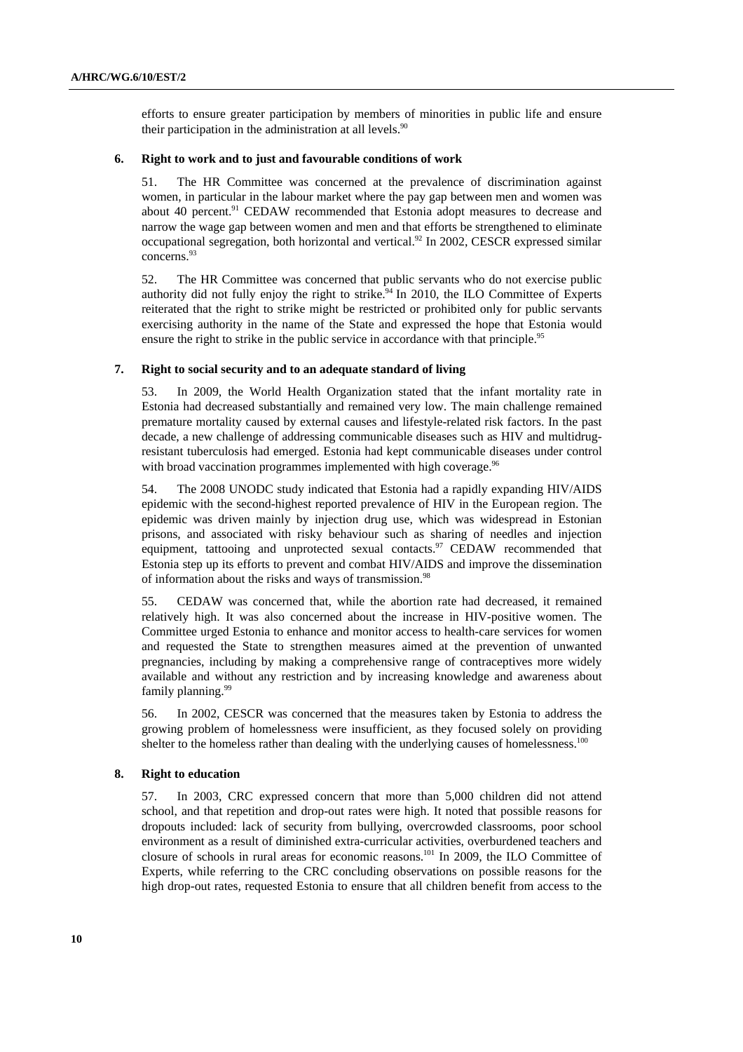efforts to ensure greater participation by members of minorities in public life and ensure their participation in the administration at all levels.[90]

### 6. Right to work and to just and favourable conditions of work

51. The HR Committee was concerned at the prevalence of discrimination against women, in particular in the labour market where the pay gap between men and women was about 40 percent.[91] CEDAW recommended that Estonia adopt measures to decrease and narrow the wage gap between women and men and that efforts be strengthened to eliminate occupational segregation, both horizontal and vertical.[92] In 2002, CESCR expressed similar concerns.[93]

52. The HR Committee was concerned that public servants who do not exercise public authority did not fully enjoy the right to strike.[94] In 2010, the ILO Committee of Experts reiterated that the right to strike might be restricted or prohibited only for public servants exercising authority in the name of the State and expressed the hope that Estonia would ensure the right to strike in the public service in accordance with that principle.[95]

### 7. Right to social security and to an adequate standard of living

53. In 2009, the World Health Organization stated that the infant mortality rate in Estonia had decreased substantially and remained very low. The main challenge remained premature mortality caused by external causes and lifestyle-related risk factors. In the past decade, a new challenge of addressing communicable diseases such as HIV and multidrug-resistant tuberculosis had emerged. Estonia had kept communicable diseases under control with broad vaccination programmes implemented with high coverage.[96]

54. The 2008 UNODC study indicated that Estonia had a rapidly expanding HIV/AIDS epidemic with the second-highest reported prevalence of HIV in the European region. The epidemic was driven mainly by injection drug use, which was widespread in Estonian prisons, and associated with risky behaviour such as sharing of needles and injection equipment, tattooing and unprotected sexual contacts.[97] CEDAW recommended that Estonia step up its efforts to prevent and combat HIV/AIDS and improve the dissemination of information about the risks and ways of transmission.[98]

55. CEDAW was concerned that, while the abortion rate had decreased, it remained relatively high. It was also concerned about the increase in HIV-positive women. The Committee urged Estonia to enhance and monitor access to health-care services for women and requested the State to strengthen measures aimed at the prevention of unwanted pregnancies, including by making a comprehensive range of contraceptives more widely available and without any restriction and by increasing knowledge and awareness about family planning.[99]

56. In 2002, CESCR was concerned that the measures taken by Estonia to address the growing problem of homelessness were insufficient, as they focused solely on providing shelter to the homeless rather than dealing with the underlying causes of homelessness.[100]

### 8. Right to education

57. In 2003, CRC expressed concern that more than 5,000 children did not attend school, and that repetition and drop-out rates were high. It noted that possible reasons for dropouts included: lack of security from bullying, overcrowded classrooms, poor school environment as a result of diminished extra-curricular activities, overburdened teachers and closure of schools in rural areas for economic reasons.[101] In 2009, the ILO Committee of Experts, while referring to the CRC concluding observations on possible reasons for the high drop-out rates, requested Estonia to ensure that all children benefit from access to the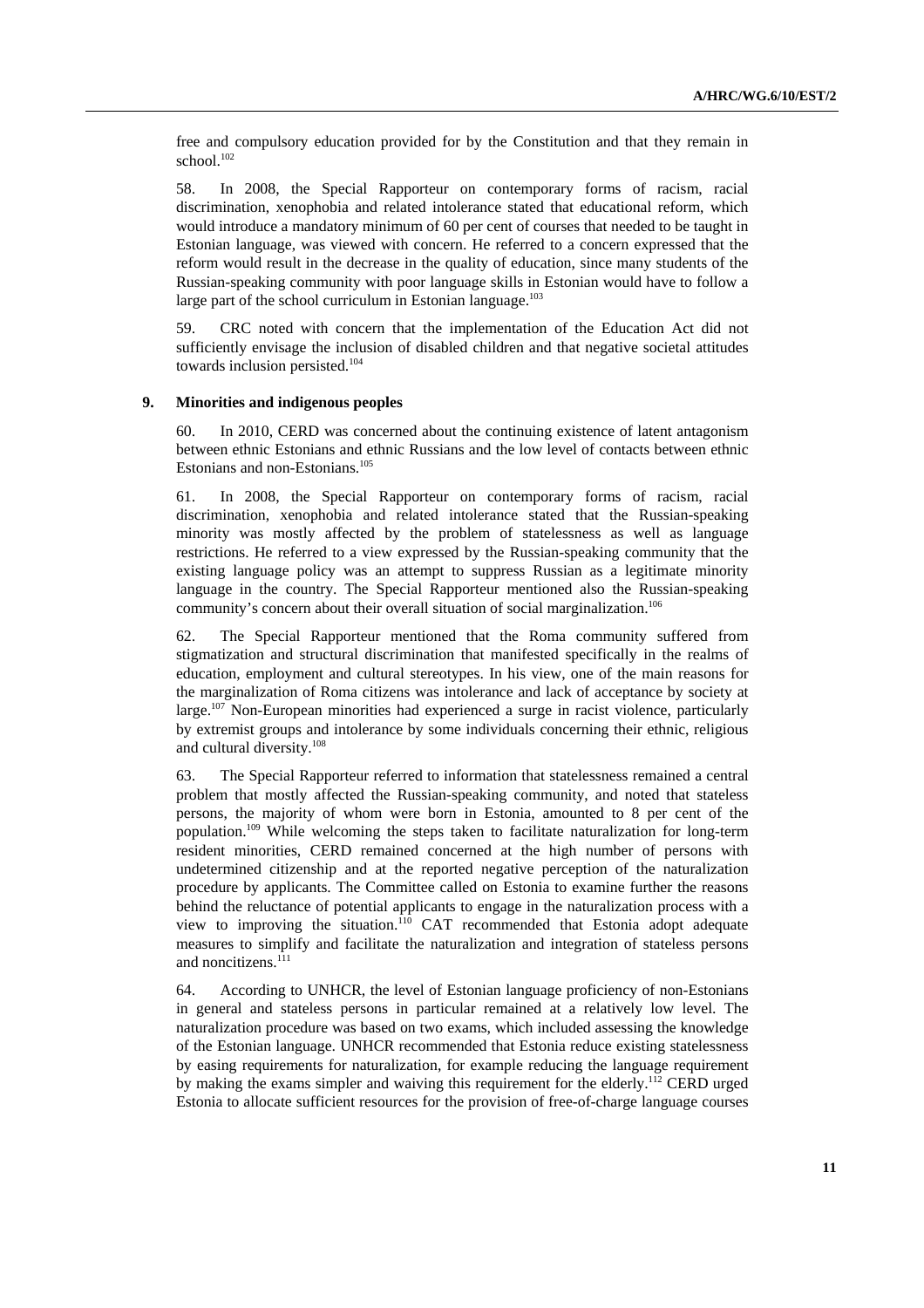free and compulsory education provided for by the Constitution and that they remain in school.[102]

58. In 2008, the Special Rapporteur on contemporary forms of racism, racial discrimination, xenophobia and related intolerance stated that educational reform, which would introduce a mandatory minimum of 60 per cent of courses that needed to be taught in Estonian language, was viewed with concern. He referred to a concern expressed that the reform would result in the decrease in the quality of education, since many students of the Russian-speaking community with poor language skills in Estonian would have to follow a large part of the school curriculum in Estonian language.[103]

59. CRC noted with concern that the implementation of the Education Act did not sufficiently envisage the inclusion of disabled children and that negative societal attitudes towards inclusion persisted.[104]

### 9. Minorities and indigenous peoples

60. In 2010, CERD was concerned about the continuing existence of latent antagonism between ethnic Estonians and ethnic Russians and the low level of contacts between ethnic Estonians and non-Estonians.[105]

61. In 2008, the Special Rapporteur on contemporary forms of racism, racial discrimination, xenophobia and related intolerance stated that the Russian-speaking minority was mostly affected by the problem of statelessness as well as language restrictions. He referred to a view expressed by the Russian-speaking community that the existing language policy was an attempt to suppress Russian as a legitimate minority language in the country. The Special Rapporteur mentioned also the Russian-speaking community's concern about their overall situation of social marginalization.[106]

62. The Special Rapporteur mentioned that the Roma community suffered from stigmatization and structural discrimination that manifested specifically in the realms of education, employment and cultural stereotypes. In his view, one of the main reasons for the marginalization of Roma citizens was intolerance and lack of acceptance by society at large.[107] Non-European minorities had experienced a surge in racist violence, particularly by extremist groups and intolerance by some individuals concerning their ethnic, religious and cultural diversity.[108]

63. The Special Rapporteur referred to information that statelessness remained a central problem that mostly affected the Russian-speaking community, and noted that stateless persons, the majority of whom were born in Estonia, amounted to 8 per cent of the population.[109] While welcoming the steps taken to facilitate naturalization for long-term resident minorities, CERD remained concerned at the high number of persons with undetermined citizenship and at the reported negative perception of the naturalization procedure by applicants. The Committee called on Estonia to examine further the reasons behind the reluctance of potential applicants to engage in the naturalization process with a view to improving the situation.[110] CAT recommended that Estonia adopt adequate measures to simplify and facilitate the naturalization and integration of stateless persons and noncitizens.[111]

64. According to UNHCR, the level of Estonian language proficiency of non-Estonians in general and stateless persons in particular remained at a relatively low level. The naturalization procedure was based on two exams, which included assessing the knowledge of the Estonian language. UNHCR recommended that Estonia reduce existing statelessness by easing requirements for naturalization, for example reducing the language requirement by making the exams simpler and waiving this requirement for the elderly.[112] CERD urged Estonia to allocate sufficient resources for the provision of free-of-charge language courses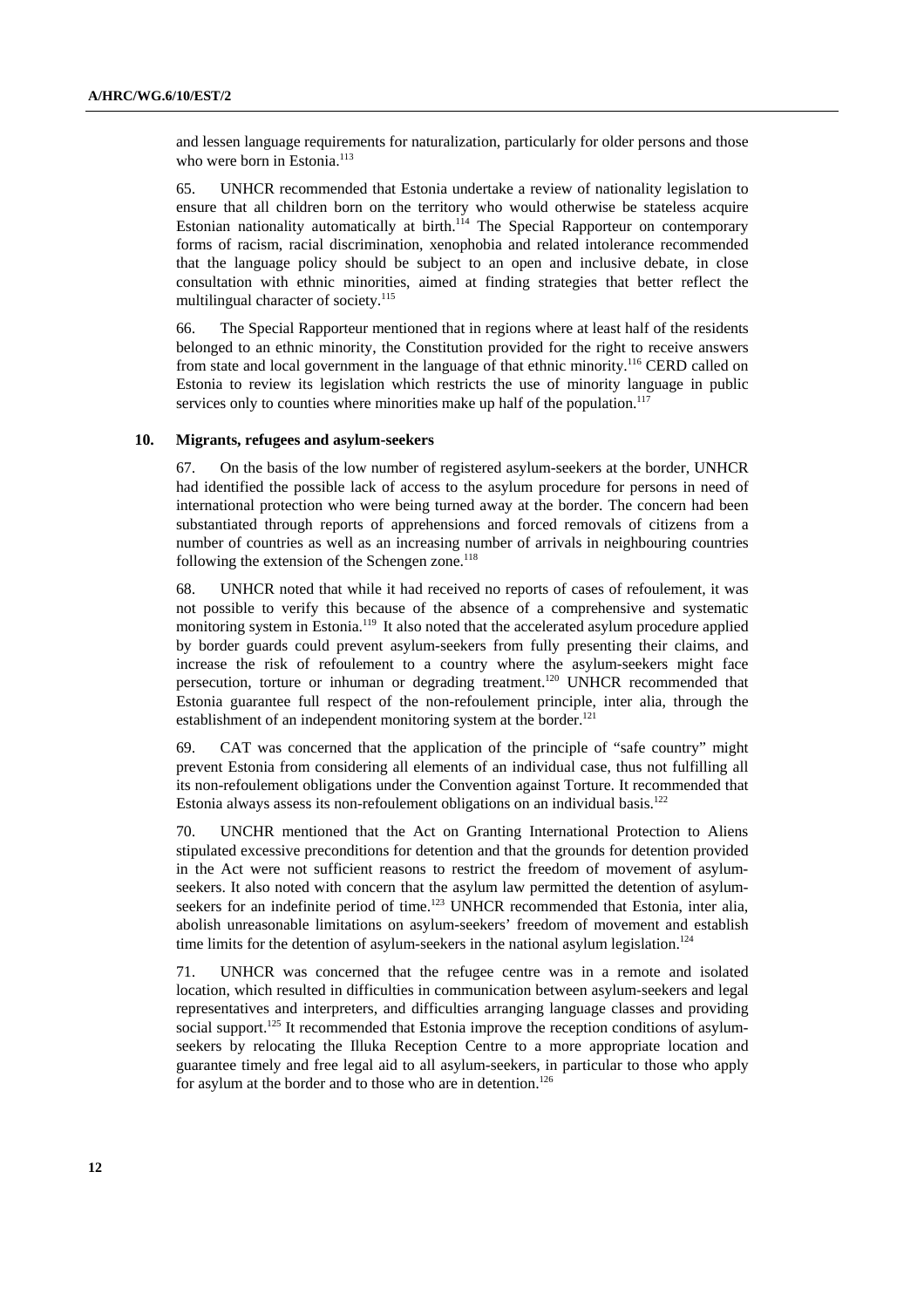and lessen language requirements for naturalization, particularly for older persons and those who were born in Estonia.[113]

65. UNHCR recommended that Estonia undertake a review of nationality legislation to ensure that all children born on the territory who would otherwise be stateless acquire Estonian nationality automatically at birth.[114] The Special Rapporteur on contemporary forms of racism, racial discrimination, xenophobia and related intolerance recommended that the language policy should be subject to an open and inclusive debate, in close consultation with ethnic minorities, aimed at finding strategies that better reflect the multilingual character of society.[115]

66. The Special Rapporteur mentioned that in regions where at least half of the residents belonged to an ethnic minority, the Constitution provided for the right to receive answers from state and local government in the language of that ethnic minority.[116] CERD called on Estonia to review its legislation which restricts the use of minority language in public services only to counties where minorities make up half of the population.[117]

#### 10. Migrants, refugees and asylum-seekers

67. On the basis of the low number of registered asylum-seekers at the border, UNHCR had identified the possible lack of access to the asylum procedure for persons in need of international protection who were being turned away at the border. The concern had been substantiated through reports of apprehensions and forced removals of citizens from a number of countries as well as an increasing number of arrivals in neighbouring countries following the extension of the Schengen zone.[118]

68. UNHCR noted that while it had received no reports of cases of refoulement, it was not possible to verify this because of the absence of a comprehensive and systematic monitoring system in Estonia.[119] It also noted that the accelerated asylum procedure applied by border guards could prevent asylum-seekers from fully presenting their claims, and increase the risk of refoulement to a country where the asylum-seekers might face persecution, torture or inhuman or degrading treatment.[120] UNHCR recommended that Estonia guarantee full respect of the non-refoulement principle, inter alia, through the establishment of an independent monitoring system at the border.[121]

69. CAT was concerned that the application of the principle of "safe country" might prevent Estonia from considering all elements of an individual case, thus not fulfilling all its non-refoulement obligations under the Convention against Torture. It recommended that Estonia always assess its non-refoulement obligations on an individual basis.[122]

70. UNCHR mentioned that the Act on Granting International Protection to Aliens stipulated excessive preconditions for detention and that the grounds for detention provided in the Act were not sufficient reasons to restrict the freedom of movement of asylum-seekers. It also noted with concern that the asylum law permitted the detention of asylum-seekers for an indefinite period of time.[123] UNHCR recommended that Estonia, inter alia, abolish unreasonable limitations on asylum-seekers' freedom of movement and establish time limits for the detention of asylum-seekers in the national asylum legislation.[124]

71. UNHCR was concerned that the refugee centre was in a remote and isolated location, which resulted in difficulties in communication between asylum-seekers and legal representatives and interpreters, and difficulties arranging language classes and providing social support.[125] It recommended that Estonia improve the reception conditions of asylum-seekers by relocating the Illuka Reception Centre to a more appropriate location and guarantee timely and free legal aid to all asylum-seekers, in particular to those who apply for asylum at the border and to those who are in detention.[126]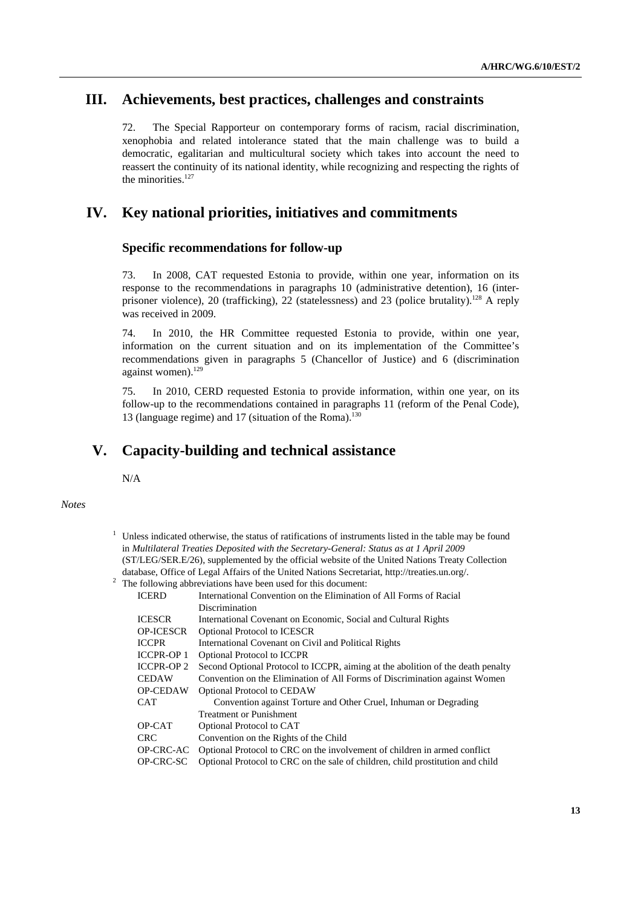## III. Achievements, best practices, challenges and constraints

72. The Special Rapporteur on contemporary forms of racism, racial discrimination, xenophobia and related intolerance stated that the main challenge was to build a democratic, egalitarian and multicultural society which takes into account the need to reassert the continuity of its national identity, while recognizing and respecting the rights of the minorities.[127]

## IV. Key national priorities, initiatives and commitments

### Specific recommendations for follow-up

73. In 2008, CAT requested Estonia to provide, within one year, information on its response to the recommendations in paragraphs 10 (administrative detention), 16 (inter-prisoner violence), 20 (trafficking), 22 (statelessness) and 23 (police brutality).[128] A reply was received in 2009.

74. In 2010, the HR Committee requested Estonia to provide, within one year, information on the current situation and on its implementation of the Committee's recommendations given in paragraphs 5 (Chancellor of Justice) and 6 (discrimination against women).[129]

75. In 2010, CERD requested Estonia to provide information, within one year, on its follow-up to the recommendations contained in paragraphs 11 (reform of the Penal Code), 13 (language regime) and 17 (situation of the Roma).[130]

## V. Capacity-building and technical assistance

N/A

*Notes*

[1] Unless indicated otherwise, the status of ratifications of instruments listed in the table may be found in *Multilateral Treaties Deposited with the Secretary-General: Status as at 1 April 2009* (ST/LEG/SER.E/26), supplemented by the official website of the United Nations Treaty Collection database, Office of Legal Affairs of the United Nations Secretariat, http://treaties.un.org/.

[2] The following abbreviations have been used for this document:

| | |
|---|---|
| ICERD | International Convention on the Elimination of All Forms of Racial Discrimination |
| ICESCR | International Covenant on Economic, Social and Cultural Rights |
| OP-ICESCR | Optional Protocol to ICESCR |
| ICCPR | International Covenant on Civil and Political Rights |
| ICCPR-OP 1 | Optional Protocol to ICCPR |
| ICCPR-OP 2 | Second Optional Protocol to ICCPR, aiming at the abolition of the death penalty |
| CEDAW | Convention on the Elimination of All Forms of Discrimination against Women |
| OP-CEDAW | Optional Protocol to CEDAW |
| CAT | Convention against Torture and Other Cruel, Inhuman or Degrading Treatment or Punishment |
| OP-CAT | Optional Protocol to CAT |
| CRC | Convention on the Rights of the Child |
| OP-CRC-AC | Optional Protocol to CRC on the involvement of children in armed conflict |
| OP-CRC-SC | Optional Protocol to CRC on the sale of children, child prostitution and child |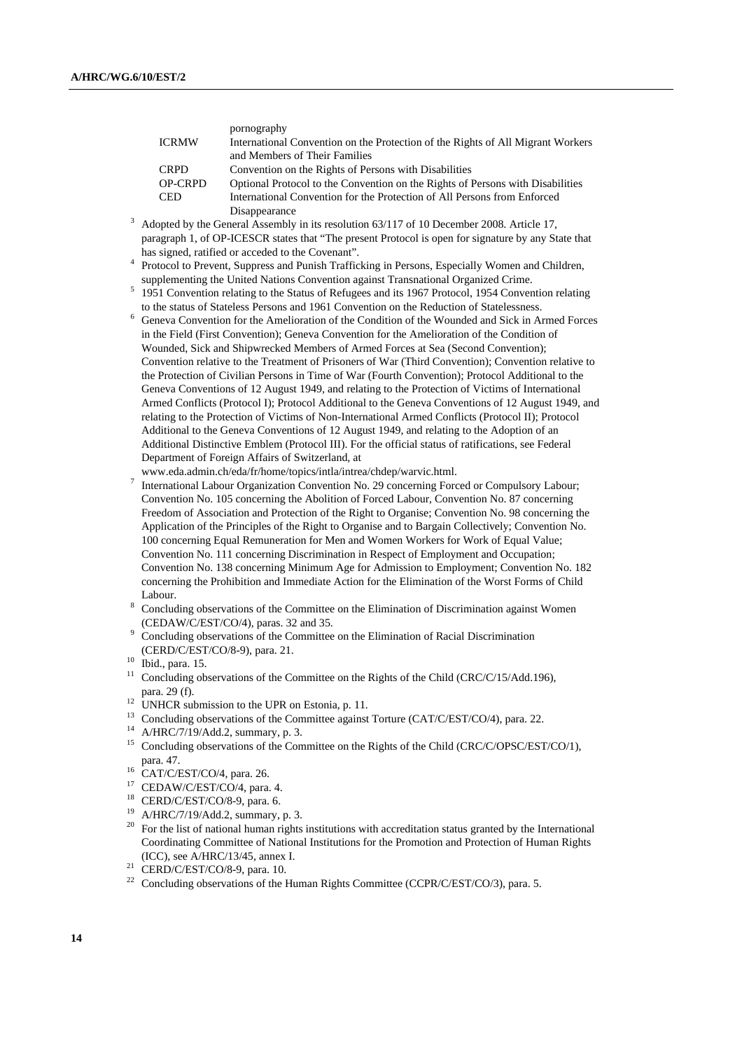| | |
|---|---|
| | pornography |
| ICRMW | International Convention on the Protection of the Rights of All Migrant Workers and Members of Their Families |
| CRPD | Convention on the Rights of Persons with Disabilities |
| OP-CRPD | Optional Protocol to the Convention on the Rights of Persons with Disabilities |
| CED | International Convention for the Protection of All Persons from Enforced Disappearance |

[3] Adopted by the General Assembly in its resolution 63/117 of 10 December 2008. Article 17, paragraph 1, of OP-ICESCR states that "The present Protocol is open for signature by any State that has signed, ratified or acceded to the Covenant".

[4] Protocol to Prevent, Suppress and Punish Trafficking in Persons, Especially Women and Children, supplementing the United Nations Convention against Transnational Organized Crime.

[5] 1951 Convention relating to the Status of Refugees and its 1967 Protocol, 1954 Convention relating to the status of Stateless Persons and 1961 Convention on the Reduction of Statelessness.

[6] Geneva Convention for the Amelioration of the Condition of the Wounded and Sick in Armed Forces in the Field (First Convention); Geneva Convention for the Amelioration of the Condition of Wounded, Sick and Shipwrecked Members of Armed Forces at Sea (Second Convention); Convention relative to the Treatment of Prisoners of War (Third Convention); Convention relative to the Protection of Civilian Persons in Time of War (Fourth Convention); Protocol Additional to the Geneva Conventions of 12 August 1949, and relating to the Protection of Victims of International Armed Conflicts (Protocol I); Protocol Additional to the Geneva Conventions of 12 August 1949, and relating to the Protection of Victims of Non-International Armed Conflicts (Protocol II); Protocol Additional to the Geneva Conventions of 12 August 1949, and relating to the Adoption of an Additional Distinctive Emblem (Protocol III). For the official status of ratifications, see Federal Department of Foreign Affairs of Switzerland, at www.eda.admin.ch/eda/fr/home/topics/intla/intrea/chdep/warvic.html.

[7] International Labour Organization Convention No. 29 concerning Forced or Compulsory Labour; Convention No. 105 concerning the Abolition of Forced Labour, Convention No. 87 concerning Freedom of Association and Protection of the Right to Organise; Convention No. 98 concerning the Application of the Principles of the Right to Organise and to Bargain Collectively; Convention No. 100 concerning Equal Remuneration for Men and Women Workers for Work of Equal Value; Convention No. 111 concerning Discrimination in Respect of Employment and Occupation; Convention No. 138 concerning Minimum Age for Admission to Employment; Convention No. 182 concerning the Prohibition and Immediate Action for the Elimination of the Worst Forms of Child Labour.

[8] Concluding observations of the Committee on the Elimination of Discrimination against Women (CEDAW/C/EST/CO/4), paras. 32 and 35.

[9] Concluding observations of the Committee on the Elimination of Racial Discrimination (CERD/C/EST/CO/8-9), para. 21.

[10] Ibid., para. 15.

[11] Concluding observations of the Committee on the Rights of the Child (CRC/C/15/Add.196), para. 29 (f).

[12] UNHCR submission to the UPR on Estonia, p. 11.

[13] Concluding observations of the Committee against Torture (CAT/C/EST/CO/4), para. 22.

[14] A/HRC/7/19/Add.2, summary, p. 3.

[15] Concluding observations of the Committee on the Rights of the Child (CRC/C/OPSC/EST/CO/1), para. 47.

[16] CAT/C/EST/CO/4, para. 26.

[17] CEDAW/C/EST/CO/4, para. 4.

[18] CERD/C/EST/CO/8-9, para. 6.

[19] A/HRC/7/19/Add.2, summary, p. 3.

[20] For the list of national human rights institutions with accreditation status granted by the International Coordinating Committee of National Institutions for the Promotion and Protection of Human Rights (ICC), see A/HRC/13/45, annex I.

[21] CERD/C/EST/CO/8-9, para. 10.

[22] Concluding observations of the Human Rights Committee (CCPR/C/EST/CO/3), para. 5.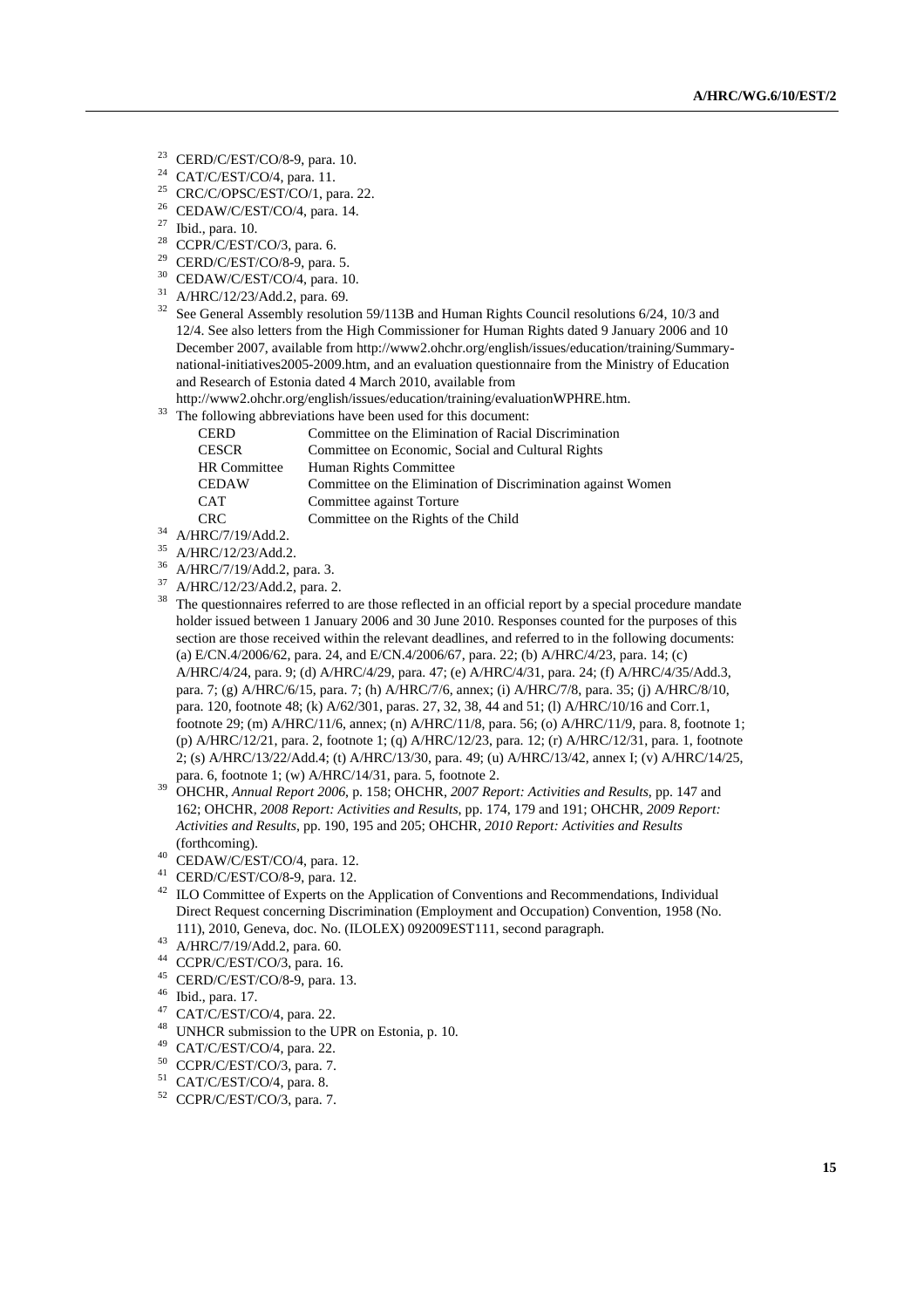[23] CERD/C/EST/CO/8-9, para. 10.

[24] CAT/C/EST/CO/4, para. 11.

[25] CRC/C/OPSC/EST/CO/1, para. 22.

[26] CEDAW/C/EST/CO/4, para. 14.

[27] Ibid., para. 10.

[28] CCPR/C/EST/CO/3, para. 6.

[29] CERD/C/EST/CO/8-9, para. 5.

[30] CEDAW/C/EST/CO/4, para. 10.

[31] A/HRC/12/23/Add.2, para. 69.

[32] See General Assembly resolution 59/113B and Human Rights Council resolutions 6/24, 10/3 and 12/4. See also letters from the High Commissioner for Human Rights dated 9 January 2006 and 10 December 2007, available from http://www2.ohchr.org/english/issues/education/training/Summary-national-initiatives2005-2009.htm, and an evaluation questionnaire from the Ministry of Education and Research of Estonia dated 4 March 2010, available from http://www2.ohchr.org/english/issues/education/training/evaluationWPHRE.htm.

[33] The following abbreviations have been used for this document:

| | |
|---|---|
| CERD | Committee on the Elimination of Racial Discrimination |
| CESCR | Committee on Economic, Social and Cultural Rights |
| HR Committee | Human Rights Committee |
| CEDAW | Committee on the Elimination of Discrimination against Women |
| CAT | Committee against Torture |
| CRC | Committee on the Rights of the Child |

[34] A/HRC/7/19/Add.2.

[35] A/HRC/12/23/Add.2.

[36] A/HRC/7/19/Add.2, para. 3.

[37] A/HRC/12/23/Add.2, para. 2.

[38] The questionnaires referred to are those reflected in an official report by a special procedure mandate holder issued between 1 January 2006 and 30 June 2010. Responses counted for the purposes of this section are those received within the relevant deadlines, and referred to in the following documents: (a) E/CN.4/2006/62, para. 24, and E/CN.4/2006/67, para. 22; (b) A/HRC/4/23, para. 14; (c) A/HRC/4/24, para. 9; (d) A/HRC/4/29, para. 47; (e) A/HRC/4/31, para. 24; (f) A/HRC/4/35/Add.3, para. 7; (g) A/HRC/6/15, para. 7; (h) A/HRC/7/6, annex; (i) A/HRC/7/8, para. 35; (j) A/HRC/8/10, para. 120, footnote 48; (k) A/62/301, paras. 27, 32, 38, 44 and 51; (l) A/HRC/10/16 and Corr.1, footnote 29; (m) A/HRC/11/6, annex; (n) A/HRC/11/8, para. 56; (o) A/HRC/11/9, para. 8, footnote 1; (p) A/HRC/12/21, para. 2, footnote 1; (q) A/HRC/12/23, para. 12; (r) A/HRC/12/31, para. 1, footnote 2; (s) A/HRC/13/22/Add.4; (t) A/HRC/13/30, para. 49; (u) A/HRC/13/42, annex I; (v) A/HRC/14/25, para. 6, footnote 1; (w) A/HRC/14/31, para. 5, footnote 2.

[39] OHCHR, *Annual Report 2006*, p. 158; OHCHR, *2007 Report: Activities and Results*, pp. 147 and 162; OHCHR, *2008 Report: Activities and Results*, pp. 174, 179 and 191; OHCHR, *2009 Report: Activities and Results*, pp. 190, 195 and 205; OHCHR, *2010 Report: Activities and Results* (forthcoming).

[40] CEDAW/C/EST/CO/4, para. 12.

[41] CERD/C/EST/CO/8-9, para. 12.

[42] ILO Committee of Experts on the Application of Conventions and Recommendations, Individual Direct Request concerning Discrimination (Employment and Occupation) Convention, 1958 (No. 111), 2010, Geneva, doc. No. (ILOLEX) 092009EST111, second paragraph.

[43] A/HRC/7/19/Add.2, para. 60.

[44] CCPR/C/EST/CO/3, para. 16.

[45] CERD/C/EST/CO/8-9, para. 13.

[46] Ibid., para. 17.

[47] CAT/C/EST/CO/4, para. 22.

[48] UNHCR submission to the UPR on Estonia, p. 10.

[49] CAT/C/EST/CO/4, para. 22.

[50] CCPR/C/EST/CO/3, para. 7.

[51] CAT/C/EST/CO/4, para. 8.

[52] CCPR/C/EST/CO/3, para. 7.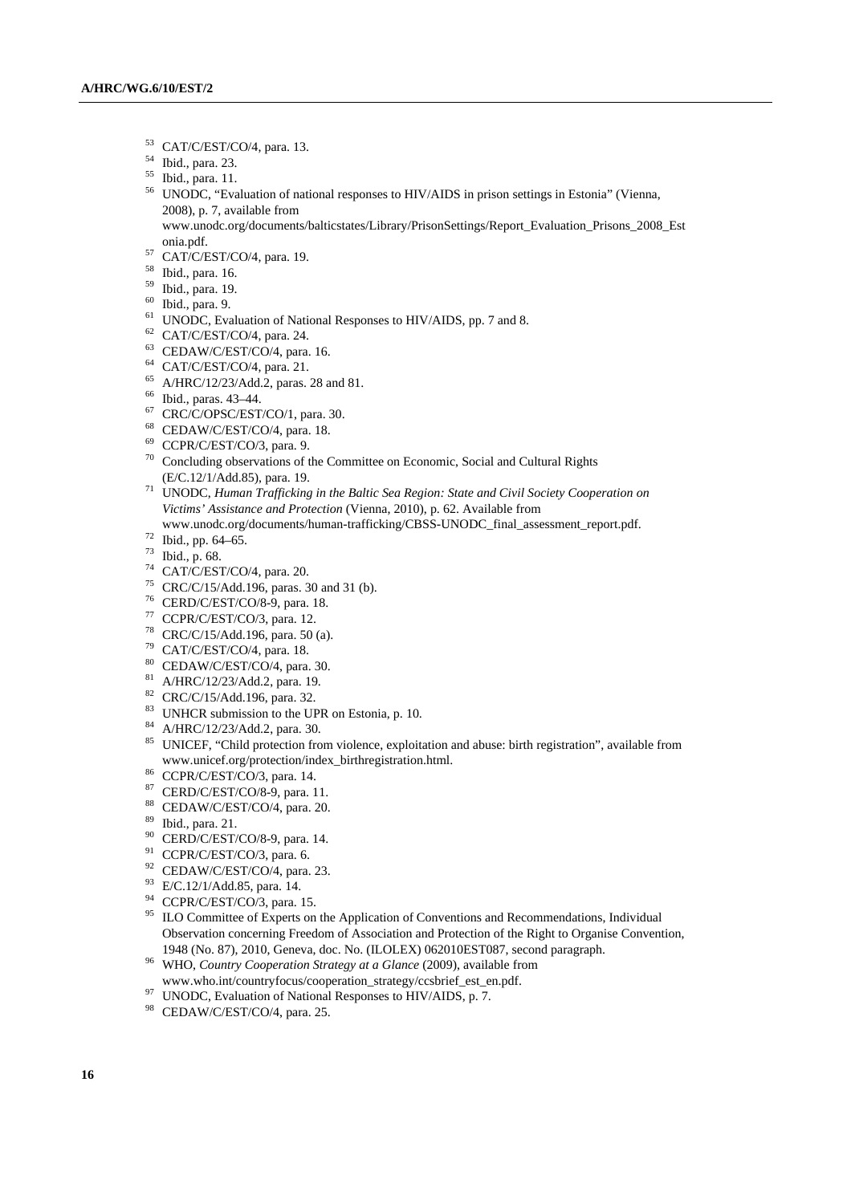[53] CAT/C/EST/CO/4, para. 13.

[54] Ibid., para. 23.

[55] Ibid., para. 11.

[56] UNODC, "Evaluation of national responses to HIV/AIDS in prison settings in Estonia" (Vienna, 2008), p. 7, available from www.unodc.org/documents/balticstates/Library/PrisonSettings/Report_Evaluation_Prisons_2008_Estonia.pdf.

[57] CAT/C/EST/CO/4, para. 19.

[58] Ibid., para. 16.

[59] Ibid., para. 19.

[60] Ibid., para. 9.

[61] UNODC, Evaluation of National Responses to HIV/AIDS, pp. 7 and 8.

[62] CAT/C/EST/CO/4, para. 24.

[63] CEDAW/C/EST/CO/4, para. 16.

[64] CAT/C/EST/CO/4, para. 21.

[65] A/HRC/12/23/Add.2, paras. 28 and 81.

[66] Ibid., paras. 43–44.

[67] CRC/C/OPSC/EST/CO/1, para. 30.

[68] CEDAW/C/EST/CO/4, para. 18.

[69] CCPR/C/EST/CO/3, para. 9.

[70] Concluding observations of the Committee on Economic, Social and Cultural Rights (E/C.12/1/Add.85), para. 19.

[71] UNODC, *Human Trafficking in the Baltic Sea Region: State and Civil Society Cooperation on Victims' Assistance and Protection* (Vienna, 2010), p. 62. Available from www.unodc.org/documents/human-trafficking/CBSS-UNODC_final_assessment_report.pdf.

[72] Ibid., pp. 64–65.

[73] Ibid., p. 68.

[74] CAT/C/EST/CO/4, para. 20.

[75] CRC/C/15/Add.196, paras. 30 and 31 (b).

[76] CERD/C/EST/CO/8-9, para. 18.

[77] CCPR/C/EST/CO/3, para. 12.

[78] CRC/C/15/Add.196, para. 50 (a).

[79] CAT/C/EST/CO/4, para. 18.

[80] CEDAW/C/EST/CO/4, para. 30.

[81] A/HRC/12/23/Add.2, para. 19.

[82] CRC/C/15/Add.196, para. 32.

[83] UNHCR submission to the UPR on Estonia, p. 10.

[84] A/HRC/12/23/Add.2, para. 30.

[85] UNICEF, "Child protection from violence, exploitation and abuse: birth registration", available from www.unicef.org/protection/index_birthregistration.html.

[86] CCPR/C/EST/CO/3, para. 14.

[87] CERD/C/EST/CO/8-9, para. 11.

[88] CEDAW/C/EST/CO/4, para. 20.

[89] Ibid., para. 21.

[90] CERD/C/EST/CO/8-9, para. 14.

[91] CCPR/C/EST/CO/3, para. 6.

[92] CEDAW/C/EST/CO/4, para. 23.

[93] E/C.12/1/Add.85, para. 14.

[94] CCPR/C/EST/CO/3, para. 15.

[95] ILO Committee of Experts on the Application of Conventions and Recommendations, Individual Observation concerning Freedom of Association and Protection of the Right to Organise Convention, 1948 (No. 87), 2010, Geneva, doc. No. (ILOLEX) 062010EST087, second paragraph.

[96] WHO, *Country Cooperation Strategy at a Glance* (2009), available from www.who.int/countryfocus/cooperation_strategy/ccsbrief_est_en.pdf.

[97] UNODC, Evaluation of National Responses to HIV/AIDS, p. 7.

[98] CEDAW/C/EST/CO/4, para. 25.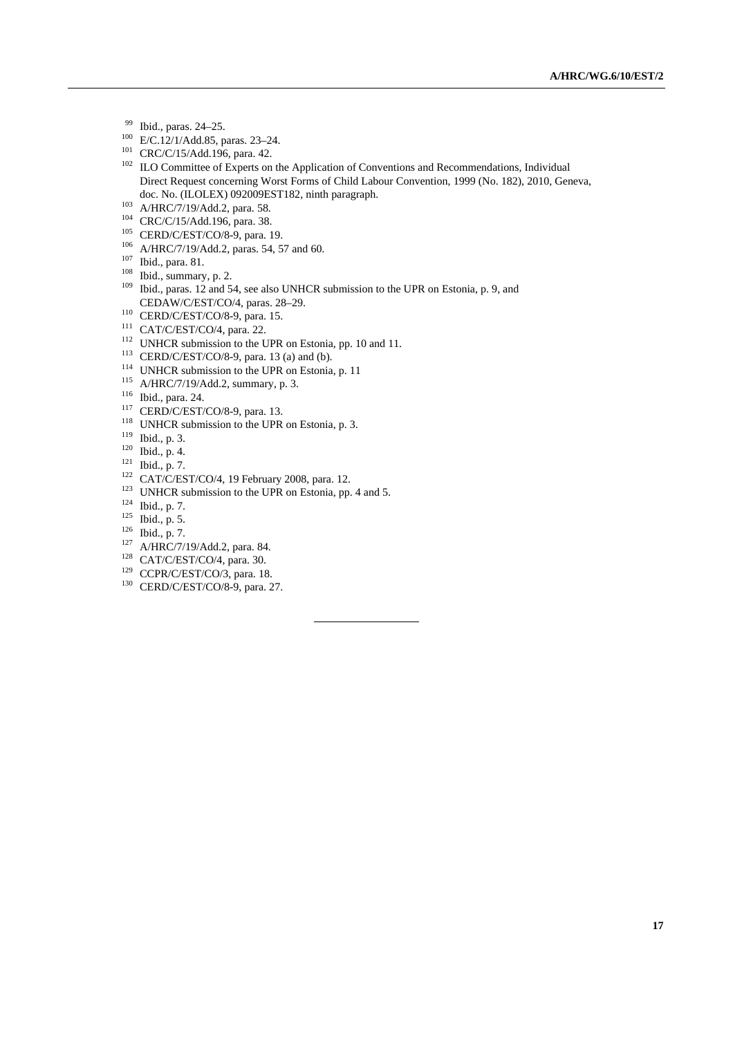[99] Ibid., paras. 24–25.

[100] E/C.12/1/Add.85, paras. 23–24.

[101] CRC/C/15/Add.196, para. 42.

[102] ILO Committee of Experts on the Application of Conventions and Recommendations, Individual Direct Request concerning Worst Forms of Child Labour Convention, 1999 (No. 182), 2010, Geneva, doc. No. (ILOLEX) 092009EST182, ninth paragraph.

[103] A/HRC/7/19/Add.2, para. 58.

[104] CRC/C/15/Add.196, para. 38.

[105] CERD/C/EST/CO/8-9, para. 19.

[106] A/HRC/7/19/Add.2, paras. 54, 57 and 60.

[107] Ibid., para. 81.

[108] Ibid., summary, p. 2.

[109] Ibid., paras. 12 and 54, see also UNHCR submission to the UPR on Estonia, p. 9, and CEDAW/C/EST/CO/4, paras. 28–29.

[110] CERD/C/EST/CO/8-9, para. 15.

[111] CAT/C/EST/CO/4, para. 22.

[112] UNHCR submission to the UPR on Estonia, pp. 10 and 11.

[113] CERD/C/EST/CO/8-9, para. 13 (a) and (b).

[114] UNHCR submission to the UPR on Estonia, p. 11

[115] A/HRC/7/19/Add.2, summary, p. 3.

[116] Ibid., para. 24.

[117] CERD/C/EST/CO/8-9, para. 13.

[118] UNHCR submission to the UPR on Estonia, p. 3.

[119] Ibid., p. 3.

[120] Ibid., p. 4.

[121] Ibid., p. 7.

[122] CAT/C/EST/CO/4, 19 February 2008, para. 12.

[123] UNHCR submission to the UPR on Estonia, pp. 4 and 5.

[124] Ibid., p. 7.

[125] Ibid., p. 5.

[126] Ibid., p. 7.

[127] A/HRC/7/19/Add.2, para. 84.

[128] CAT/C/EST/CO/4, para. 30.

[129] CCPR/C/EST/CO/3, para. 18.

[130] CERD/C/EST/CO/8-9, para. 27.